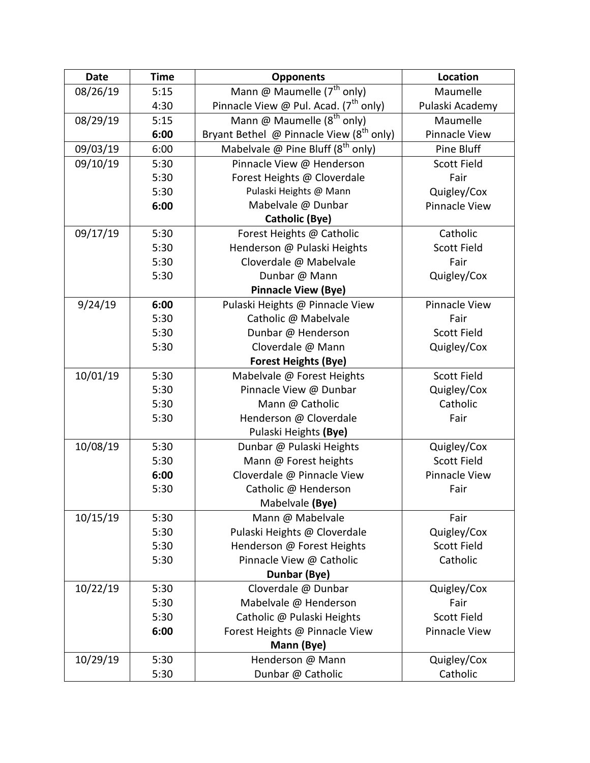| Date | Time | Opponents | Location |
| --- | --- | --- | --- |
| 08/26/19 | 5:15 | Mann @ Maumelle (7th only) | Maumelle |
| | 4:30 | Pinnacle View @ Pul. Acad. (7th only) | Pulaski Academy |
| 08/29/19 | 5:15 | Mann @ Maumelle (8th only) | Maumelle |
| | **6:00** | Bryant Bethel @ Pinnacle View (8th only) | Pinnacle View |
| 09/03/19 | 6:00 | Mabelvale @ Pine Bluff (8th only) | Pine Bluff |
| 09/10/19 | 5:30 | Pinnacle View @ Henderson | Scott Field |
| | 5:30 | Forest Heights @ Cloverdale | Fair |
| | 5:30 | Pulaski Heights @ Mann | Quigley/Cox |
| | **6:00** | Mabelvale @ Dunbar | Pinnacle View |
| | | **Catholic (Bye)** | |
| 09/17/19 | 5:30 | Forest Heights @ Catholic | Catholic |
| | 5:30 | Henderson @ Pulaski Heights | Scott Field |
| | 5:30 | Cloverdale @ Mabelvale | Fair |
| | 5:30 | Dunbar @ Mann | Quigley/Cox |
| | | **Pinnacle View (Bye)** | |
| 9/24/19 | **6:00** | Pulaski Heights @ Pinnacle View | Pinnacle View |
| | 5:30 | Catholic @ Mabelvale | Fair |
| | 5:30 | Dunbar @ Henderson | Scott Field |
| | 5:30 | Cloverdale @ Mann | Quigley/Cox |
| | | **Forest Heights (Bye)** | |
| 10/01/19 | 5:30 | Mabelvale @ Forest Heights | Scott Field |
| | 5:30 | Pinnacle View @ Dunbar | Quigley/Cox |
| | 5:30 | Mann @ Catholic | Catholic |
| | 5:30 | Henderson @ Cloverdale | Fair |
| | | Pulaski Heights **(Bye)** | |
| 10/08/19 | 5:30 | Dunbar @ Pulaski Heights | Quigley/Cox |
| | 5:30 | Mann @ Forest heights | Scott Field |
| | **6:00** | Cloverdale @ Pinnacle View | Pinnacle View |
| | 5:30 | Catholic @ Henderson | Fair |
| | | Mabelvale **(Bye)** | |
| 10/15/19 | 5:30 | Mann @ Mabelvale | Fair |
| | 5:30 | Pulaski Heights @ Cloverdale | Quigley/Cox |
| | 5:30 | Henderson @ Forest Heights | Scott Field |
| | 5:30 | Pinnacle View @ Catholic | Catholic |
| | | **Dunbar (Bye)** | |
| 10/22/19 | 5:30 | Cloverdale @ Dunbar | Quigley/Cox |
| | 5:30 | Mabelvale @ Henderson | Fair |
| | 5:30 | Catholic @ Pulaski Heights | Scott Field |
| | **6:00** | Forest Heights @ Pinnacle View | Pinnacle View |
| | | **Mann (Bye)** | |
| 10/29/19 | 5:30 | Henderson @ Mann | Quigley/Cox |
| | 5:30 | Dunbar @ Catholic | Catholic |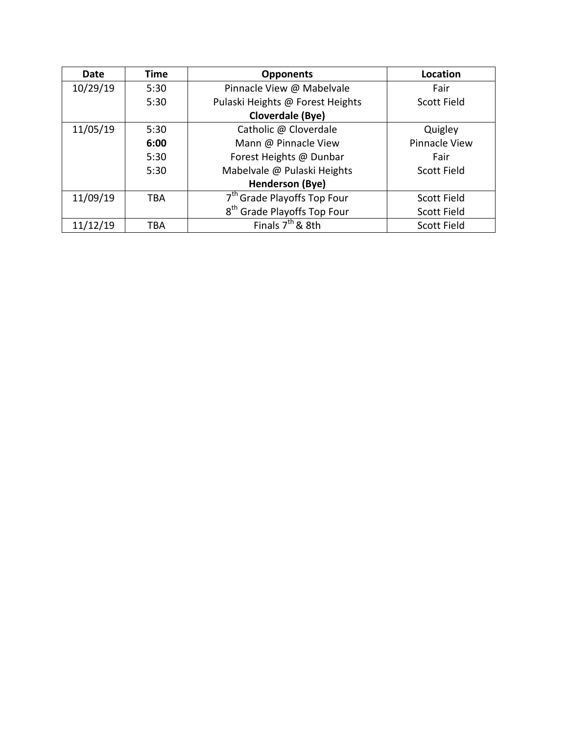| Date | Time | Opponents | Location |
| --- | --- | --- | --- |
| 10/29/19 | 5:30 | Pinnacle View @ Mabelvale | Fair |
| | 5:30 | Pulaski Heights @ Forest Heights | Scott Field |
| | | **Cloverdale (Bye)** | |
| 11/05/19 | 5:30 | Catholic @ Cloverdale | Quigley |
| | **6:00** | Mann @ Pinnacle View | Pinnacle View |
| | 5:30 | Forest Heights @ Dunbar | Fair |
| | 5:30 | Mabelvale @ Pulaski Heights | Scott Field |
| | | **Henderson (Bye)** | |
| 11/09/19 | TBA | 7th Grade Playoffs Top Four | Scott Field |
| | | 8th Grade Playoffs Top Four | Scott Field |
| 11/12/19 | TBA | Finals 7th & 8th | Scott Field |